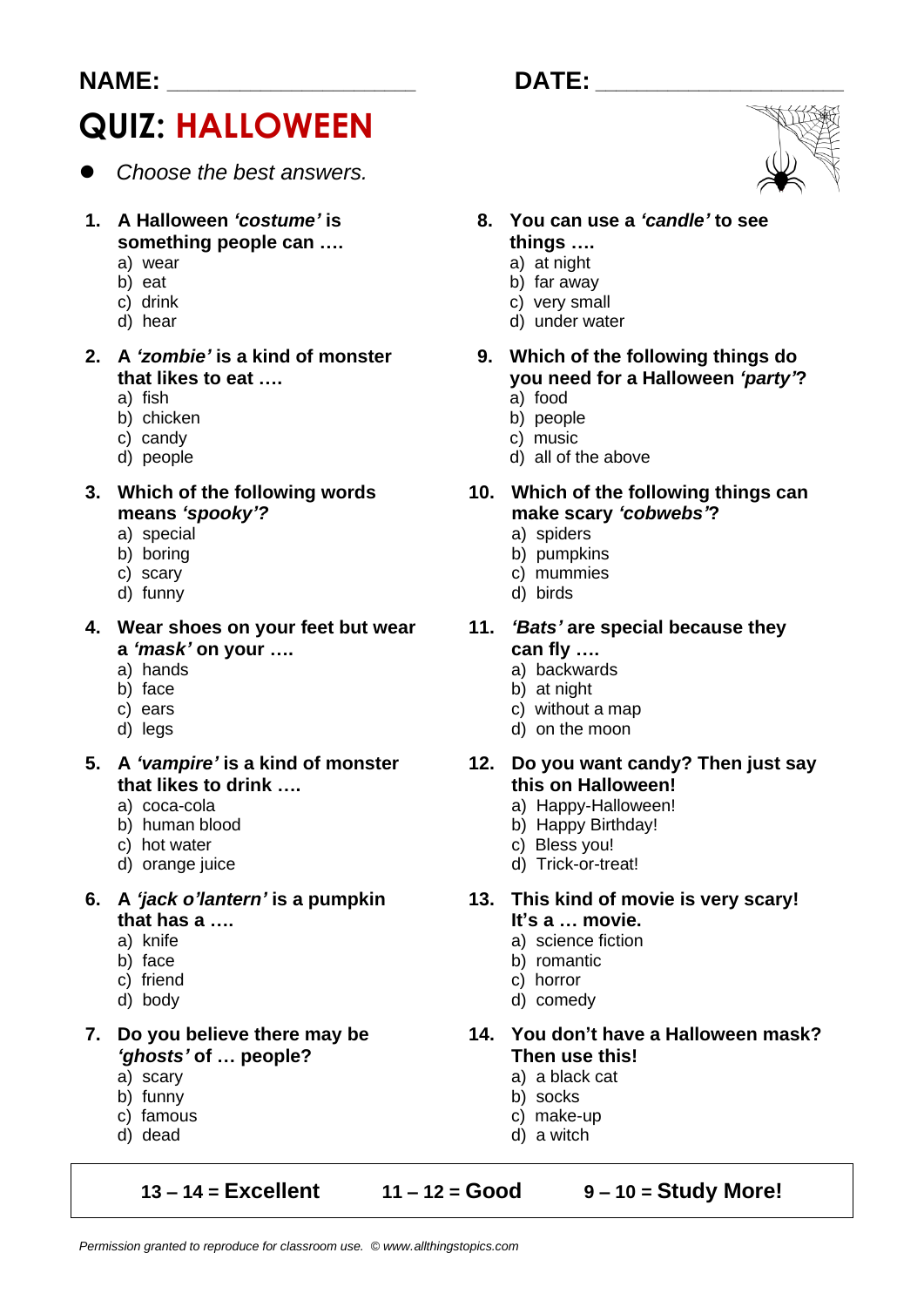**NAME:** ____________________ **DATE:** ____________________

# QUIZ: HALLOWEEN

- *Choose the best answers.*

1. **A Halloween *'costume'* is something people can ….**
   a) wear
   b) eat
   c) drink
   d) hear

2. **A *'zombie'* is a kind of monster that likes to eat ….**
   a) fish
   b) chicken
   c) candy
   d) people

3. **Which of the following words means *'spooky'?***
   a) special
   b) boring
   c) scary
   d) funny

4. **Wear shoes on your feet but wear a *'mask'* on your ….**
   a) hands
   b) face
   c) ears
   d) legs

5. **A *'vampire'* is a kind of monster that likes to drink ….**
   a) coca-cola
   b) human blood
   c) hot water
   d) orange juice

6. **A *'jack o'lantern'* is a pumpkin that has a ….**
   a) knife
   b) face
   c) friend
   d) body

7. **Do you believe there may be *'ghosts'* of … people?**
   a) scary
   b) funny
   c) famous
   d) dead

8. **You can use a *'candle'* to see things ….**
   a) at night
   b) far away
   c) very small
   d) under water

9. **Which of the following things do you need for a Halloween *'party'*?**
   a) food
   b) people
   c) music
   d) all of the above

10. **Which of the following things can make scary *'cobwebs'*?**
    a) spiders
    b) pumpkins
    c) mummies
    d) birds

11. ***'Bats'* are special because they can fly ….**
    a) backwards
    b) at night
    c) without a map
    d) on the moon

12. **Do you want candy? Then just say this on Halloween!**
    a) Happy-Halloween!
    b) Happy Birthday!
    c) Bless you!
    d) Trick-or-treat!

13. **This kind of movie is very scary! It's a … movie.**
    a) science fiction
    b) romantic
    c) horror
    d) comedy

14. **You don't have a Halloween mask? Then use this!**
    a) a black cat
    b) socks
    c) make-up
    d) a witch

| **13 – 14 = Excellent** | **11 – 12 = Good** | **9 – 10 = Study More!** |
|---|---|---|

*Permission granted to reproduce for classroom use. © www.allthingstopics.com*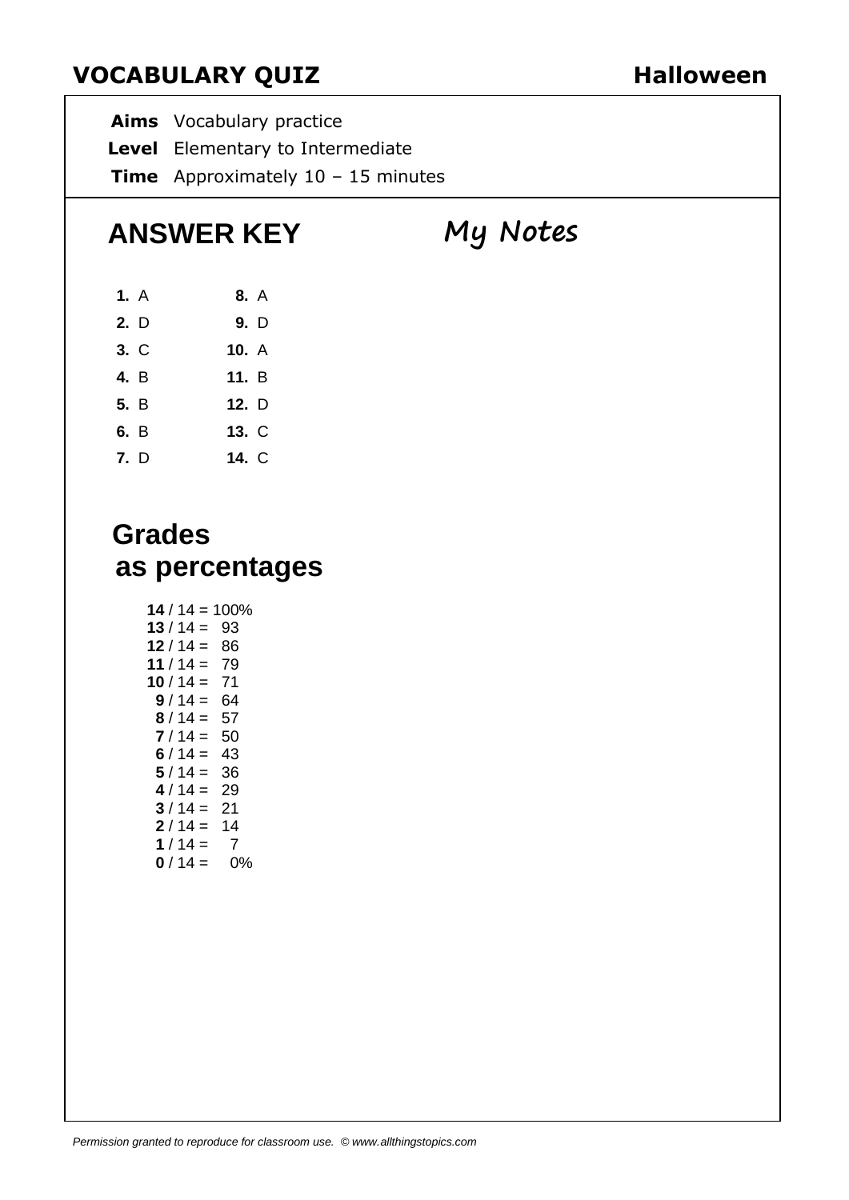## VOCABULARY QUIZ — Halloween

**Aims** Vocabulary practice
**Level** Elementary to Intermediate
**Time** Approximately 10 – 15 minutes

## ANSWER KEY

*My Notes*

| | |
|---|---|
| **1.** A | **8.** A |
| **2.** D | **9.** D |
| **3.** C | **10.** A |
| **4.** B | **11.** B |
| **5.** B | **12.** D |
| **6.** B | **13.** C |
| **7.** D | **14.** C |

## Grades as percentages

**14** / 14 = 100%
**13** / 14 = 93
**12** / 14 = 86
**11** / 14 = 79
**10** / 14 = 71
**9** / 14 = 64
**8** / 14 = 57
**7** / 14 = 50
**6** / 14 = 43
**5** / 14 = 36
**4** / 14 = 29
**3** / 14 = 21
**2** / 14 = 14
**1** / 14 = 7
**0** / 14 = 0%

*Permission granted to reproduce for classroom use. © www.allthingstopics.com*